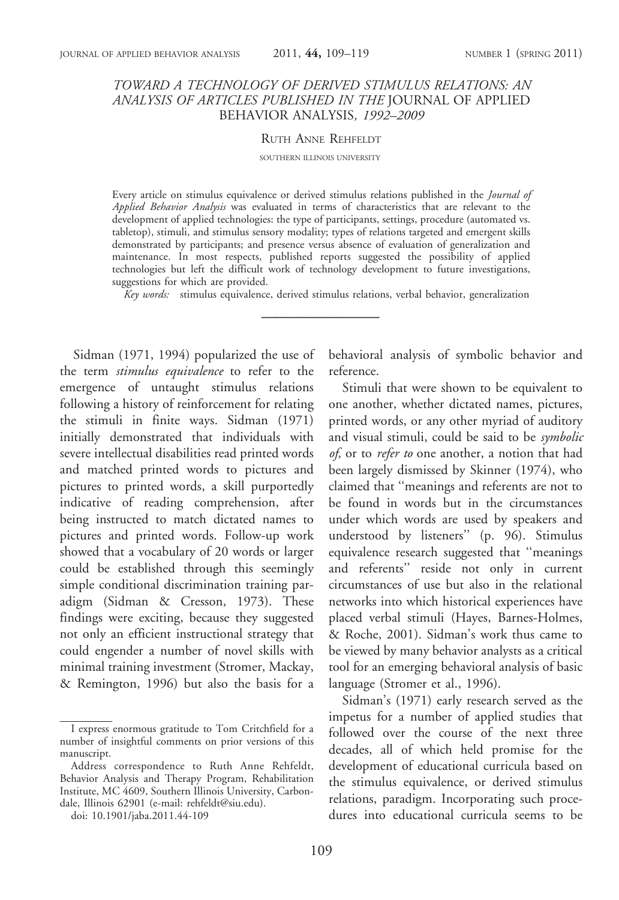# TOWARD A TECHNOLOGY OF DERIVED STIMULUS RELATIONS: AN ANALYSIS OF ARTICLES PUBLISHED IN THE JOURNAL OF APPLIED BEHAVIOR ANALYSIS, 1992–2009

Ruth Anne Rehfeldt

SOUTHERN ILLINOIS UNIVERSITY

Every article on stimulus equivalence or derived stimulus relations published in the *Journal of Applied Behavior Analysis* was evaluated in terms of characteristics that are relevant to the development of applied technologies: the type of participants, settings, procedure (automated vs. tabletop), stimuli, and stimulus sensory modality; types of relations targeted and emergent skills demonstrated by participants; and presence versus absence of evaluation of generalization and maintenance. In most respects, published reports suggested the possibility of applied technologies but left the difficult work of technology development to future investigations, suggestions for which are provided.

*Key words:* stimulus equivalence, derived stimulus relations, verbal behavior, generalization

---

Sidman (1971, 1994) popularized the use of the term *stimulus equivalence* to refer to the emergence of untaught stimulus relations following a history of reinforcement for relating the stimuli in finite ways. Sidman (1971) initially demonstrated that individuals with severe intellectual disabilities read printed words and matched printed words to pictures and pictures to printed words, a skill purportedly indicative of reading comprehension, after being instructed to match dictated names to pictures and printed words. Follow-up work showed that a vocabulary of 20 words or larger could be established through this seemingly simple conditional discrimination training paradigm (Sidman & Cresson, 1973). These findings were exciting, because they suggested not only an efficient instructional strategy that could engender a number of novel skills with minimal training investment (Stromer, Mackay, & Remington, 1996) but also the basis for a behavioral analysis of symbolic behavior and reference.

Stimuli that were shown to be equivalent to one another, whether dictated names, pictures, printed words, or any other myriad of auditory and visual stimuli, could be said to be *symbolic of,* or to *refer to* one another, a notion that had been largely dismissed by Skinner (1974), who claimed that "meanings and referents are not to be found in words but in the circumstances under which words are used by speakers and understood by listeners" (p. 96). Stimulus equivalence research suggested that "meanings and referents" reside not only in current circumstances of use but also in the relational networks into which historical experiences have placed verbal stimuli (Hayes, Barnes-Holmes, & Roche, 2001). Sidman's work thus came to be viewed by many behavior analysts as a critical tool for an emerging behavioral analysis of basic language (Stromer et al., 1996).

Sidman's (1971) early research served as the impetus for a number of applied studies that followed over the course of the next three decades, all of which held promise for the development of educational curricula based on the stimulus equivalence, or derived stimulus relations, paradigm. Incorporating such procedures into educational curricula seems to be

---

I express enormous gratitude to Tom Critchfield for a number of insightful comments on prior versions of this manuscript.

Address correspondence to Ruth Anne Rehfeldt, Behavior Analysis and Therapy Program, Rehabilitation Institute, MC 4609, Southern Illinois University, Carbondale, Illinois 62901 (e-mail: rehfeldt@siu.edu).

doi: 10.1901/jaba.2011.44-109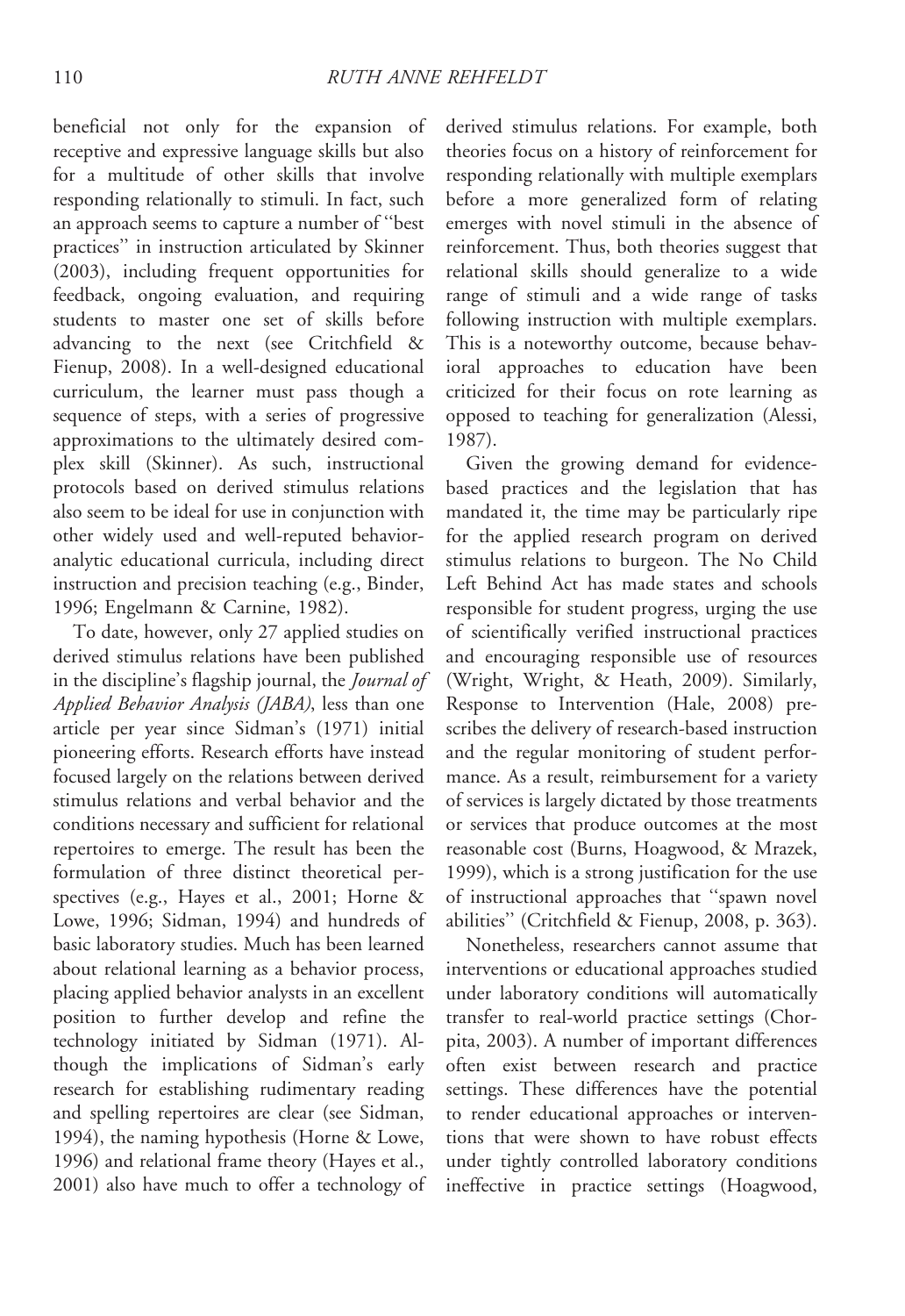beneficial not only for the expansion of receptive and expressive language skills but also for a multitude of other skills that involve responding relationally to stimuli. In fact, such an approach seems to capture a number of "best practices" in instruction articulated by Skinner (2003), including frequent opportunities for feedback, ongoing evaluation, and requiring students to master one set of skills before advancing to the next (see Critchfield & Fienup, 2008). In a well-designed educational curriculum, the learner must pass though a sequence of steps, with a series of progressive approximations to the ultimately desired complex skill (Skinner). As such, instructional protocols based on derived stimulus relations also seem to be ideal for use in conjunction with other widely used and well-reputed behavior-analytic educational curricula, including direct instruction and precision teaching (e.g., Binder, 1996; Engelmann & Carnine, 1982).

To date, however, only 27 applied studies on derived stimulus relations have been published in the discipline's flagship journal, the *Journal of Applied Behavior Analysis (JABA)*, less than one article per year since Sidman's (1971) initial pioneering efforts. Research efforts have instead focused largely on the relations between derived stimulus relations and verbal behavior and the conditions necessary and sufficient for relational repertoires to emerge. The result has been the formulation of three distinct theoretical perspectives (e.g., Hayes et al., 2001; Horne & Lowe, 1996; Sidman, 1994) and hundreds of basic laboratory studies. Much has been learned about relational learning as a behavior process, placing applied behavior analysts in an excellent position to further develop and refine the technology initiated by Sidman (1971). Although the implications of Sidman's early research for establishing rudimentary reading and spelling repertoires are clear (see Sidman, 1994), the naming hypothesis (Horne & Lowe, 1996) and relational frame theory (Hayes et al., 2001) also have much to offer a technology of derived stimulus relations. For example, both theories focus on a history of reinforcement for responding relationally with multiple exemplars before a more generalized form of relating emerges with novel stimuli in the absence of reinforcement. Thus, both theories suggest that relational skills should generalize to a wide range of stimuli and a wide range of tasks following instruction with multiple exemplars. This is a noteworthy outcome, because behavioral approaches to education have been criticized for their focus on rote learning as opposed to teaching for generalization (Alessi, 1987).

Given the growing demand for evidence-based practices and the legislation that has mandated it, the time may be particularly ripe for the applied research program on derived stimulus relations to burgeon. The No Child Left Behind Act has made states and schools responsible for student progress, urging the use of scientifically verified instructional practices and encouraging responsible use of resources (Wright, Wright, & Heath, 2009). Similarly, Response to Intervention (Hale, 2008) prescribes the delivery of research-based instruction and the regular monitoring of student performance. As a result, reimbursement for a variety of services is largely dictated by those treatments or services that produce outcomes at the most reasonable cost (Burns, Hoagwood, & Mrazek, 1999), which is a strong justification for the use of instructional approaches that "spawn novel abilities" (Critchfield & Fienup, 2008, p. 363).

Nonetheless, researchers cannot assume that interventions or educational approaches studied under laboratory conditions will automatically transfer to real-world practice settings (Chorpita, 2003). A number of important differences often exist between research and practice settings. These differences have the potential to render educational approaches or interventions that were shown to have robust effects under tightly controlled laboratory conditions ineffective in practice settings (Hoagwood,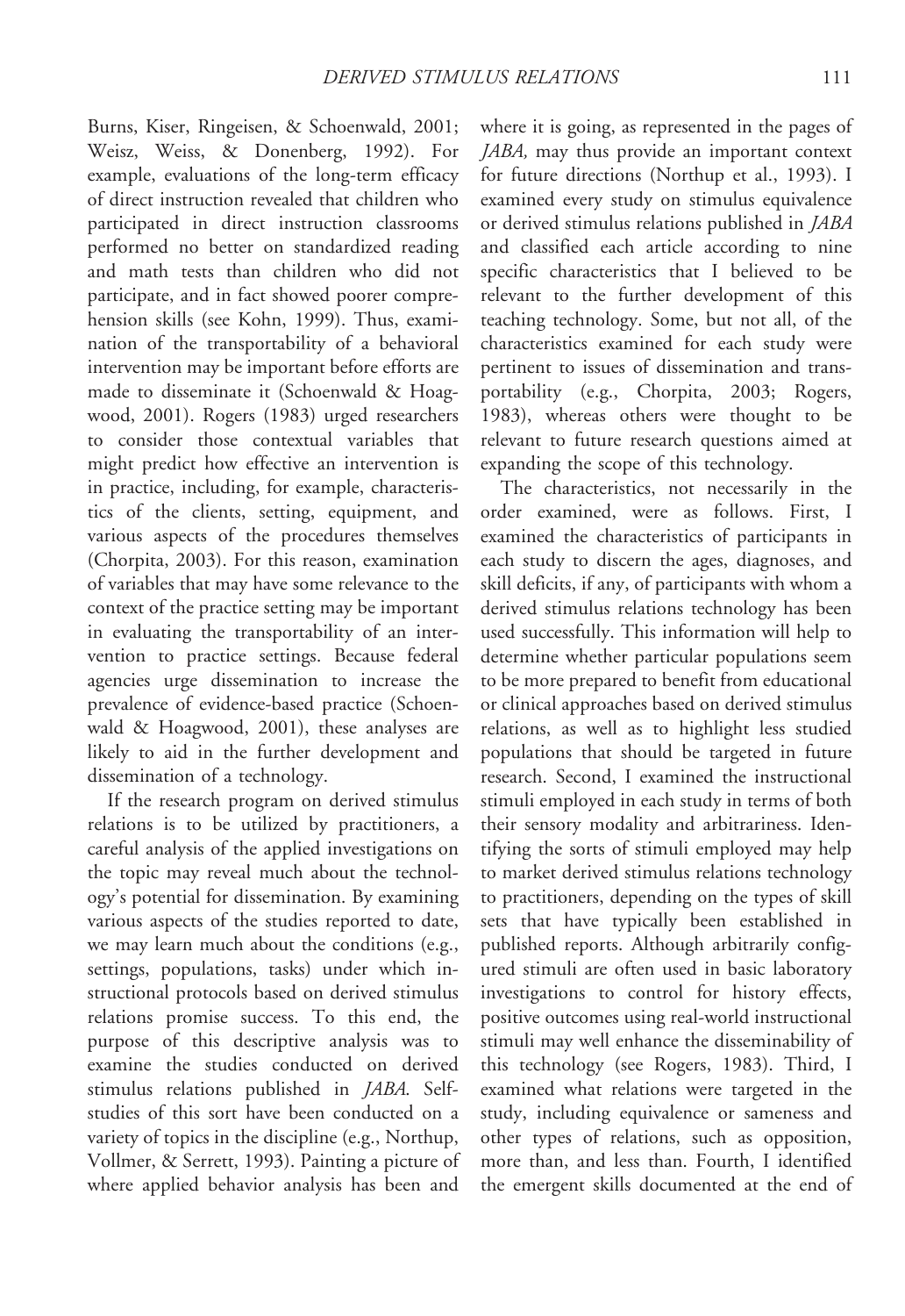Burns, Kiser, Ringeisen, & Schoenwald, 2001; Weisz, Weiss, & Donenberg, 1992). For example, evaluations of the long-term efficacy of direct instruction revealed that children who participated in direct instruction classrooms performed no better on standardized reading and math tests than children who did not participate, and in fact showed poorer comprehension skills (see Kohn, 1999). Thus, examination of the transportability of a behavioral intervention may be important before efforts are made to disseminate it (Schoenwald & Hoagwood, 2001). Rogers (1983) urged researchers to consider those contextual variables that might predict how effective an intervention is in practice, including, for example, characteristics of the clients, setting, equipment, and various aspects of the procedures themselves (Chorpita, 2003). For this reason, examination of variables that may have some relevance to the context of the practice setting may be important in evaluating the transportability of an intervention to practice settings. Because federal agencies urge dissemination to increase the prevalence of evidence-based practice (Schoenwald & Hoagwood, 2001), these analyses are likely to aid in the further development and dissemination of a technology.

If the research program on derived stimulus relations is to be utilized by practitioners, a careful analysis of the applied investigations on the topic may reveal much about the technology's potential for dissemination. By examining various aspects of the studies reported to date, we may learn much about the conditions (e.g., settings, populations, tasks) under which instructional protocols based on derived stimulus relations promise success. To this end, the purpose of this descriptive analysis was to examine the studies conducted on derived stimulus relations published in *JABA*. Self-studies of this sort have been conducted on a variety of topics in the discipline (e.g., Northup, Vollmer, & Serrett, 1993). Painting a picture of where applied behavior analysis has been and where it is going, as represented in the pages of *JABA,* may thus provide an important context for future directions (Northup et al., 1993). I examined every study on stimulus equivalence or derived stimulus relations published in *JABA* and classified each article according to nine specific characteristics that I believed to be relevant to the further development of this teaching technology. Some, but not all, of the characteristics examined for each study were pertinent to issues of dissemination and transportability (e.g., Chorpita, 2003; Rogers, 1983), whereas others were thought to be relevant to future research questions aimed at expanding the scope of this technology.

The characteristics, not necessarily in the order examined, were as follows. First, I examined the characteristics of participants in each study to discern the ages, diagnoses, and skill deficits, if any, of participants with whom a derived stimulus relations technology has been used successfully. This information will help to determine whether particular populations seem to be more prepared to benefit from educational or clinical approaches based on derived stimulus relations, as well as to highlight less studied populations that should be targeted in future research. Second, I examined the instructional stimuli employed in each study in terms of both their sensory modality and arbitrariness. Identifying the sorts of stimuli employed may help to market derived stimulus relations technology to practitioners, depending on the types of skill sets that have typically been established in published reports. Although arbitrarily configured stimuli are often used in basic laboratory investigations to control for history effects, positive outcomes using real-world instructional stimuli may well enhance the disseminability of this technology (see Rogers, 1983). Third, I examined what relations were targeted in the study, including equivalence or sameness and other types of relations, such as opposition, more than, and less than. Fourth, I identified the emergent skills documented at the end of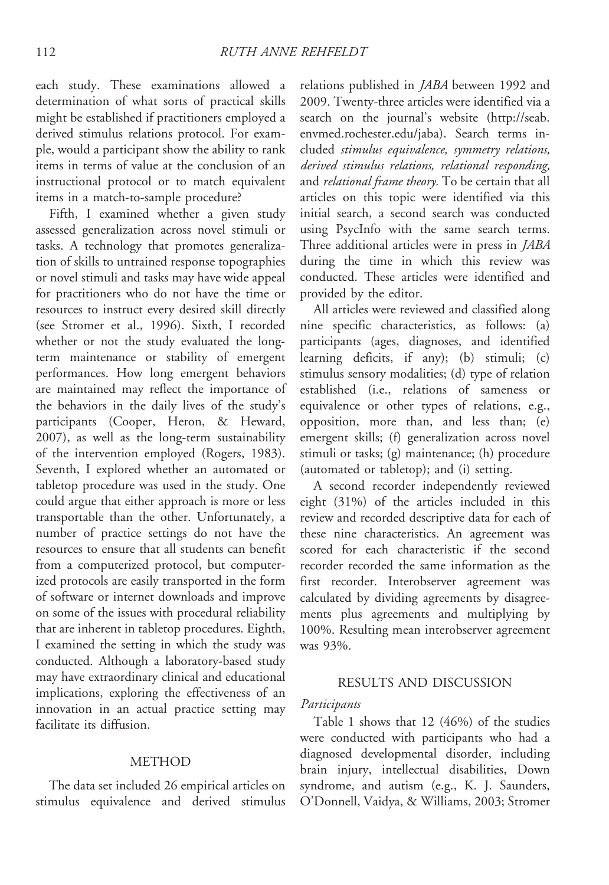each study. These examinations allowed a determination of what sorts of practical skills might be established if practitioners employed a derived stimulus relations protocol. For example, would a participant show the ability to rank items in terms of value at the conclusion of an instructional protocol or to match equivalent items in a match-to-sample procedure?

Fifth, I examined whether a given study assessed generalization across novel stimuli or tasks. A technology that promotes generalization of skills to untrained response topographies or novel stimuli and tasks may have wide appeal for practitioners who do not have the time or resources to instruct every desired skill directly (see Stromer et al., 1996). Sixth, I recorded whether or not the study evaluated the long-term maintenance or stability of emergent performances. How long emergent behaviors are maintained may reflect the importance of the behaviors in the daily lives of the study's participants (Cooper, Heron, & Heward, 2007), as well as the long-term sustainability of the intervention employed (Rogers, 1983). Seventh, I explored whether an automated or tabletop procedure was used in the study. One could argue that either approach is more or less transportable than the other. Unfortunately, a number of practice settings do not have the resources to ensure that all students can benefit from a computerized protocol, but computerized protocols are easily transported in the form of software or internet downloads and improve on some of the issues with procedural reliability that are inherent in tabletop procedures. Eighth, I examined the setting in which the study was conducted. Although a laboratory-based study may have extraordinary clinical and educational implications, exploring the effectiveness of an innovation in an actual practice setting may facilitate its diffusion.

## METHOD

The data set included 26 empirical articles on stimulus equivalence and derived stimulus relations published in *JABA* between 1992 and 2009. Twenty-three articles were identified via a search on the journal's website (http://seab.envmed.rochester.edu/jaba). Search terms included *stimulus equivalence, symmetry relations, derived stimulus relations, relational responding,* and *relational frame theory.* To be certain that all articles on this topic were identified via this initial search, a second search was conducted using PsycInfo with the same search terms. Three additional articles were in press in *JABA* during the time in which this review was conducted. These articles were identified and provided by the editor.

All articles were reviewed and classified along nine specific characteristics, as follows: (a) participants (ages, diagnoses, and identified learning deficits, if any); (b) stimuli; (c) stimulus sensory modalities; (d) type of relation established (i.e., relations of sameness or equivalence or other types of relations, e.g., opposition, more than, and less than; (e) emergent skills; (f) generalization across novel stimuli or tasks; (g) maintenance; (h) procedure (automated or tabletop); and (i) setting.

A second recorder independently reviewed eight (31%) of the articles included in this review and recorded descriptive data for each of these nine characteristics. An agreement was scored for each characteristic if the second recorder recorded the same information as the first recorder. Interobserver agreement was calculated by dividing agreements by disagreements plus agreements and multiplying by 100%. Resulting mean interobserver agreement was 93%.

## RESULTS AND DISCUSSION

### *Participants*

Table 1 shows that 12 (46%) of the studies were conducted with participants who had a diagnosed developmental disorder, including brain injury, intellectual disabilities, Down syndrome, and autism (e.g., K. J. Saunders, O'Donnell, Vaidya, & Williams, 2003; Stromer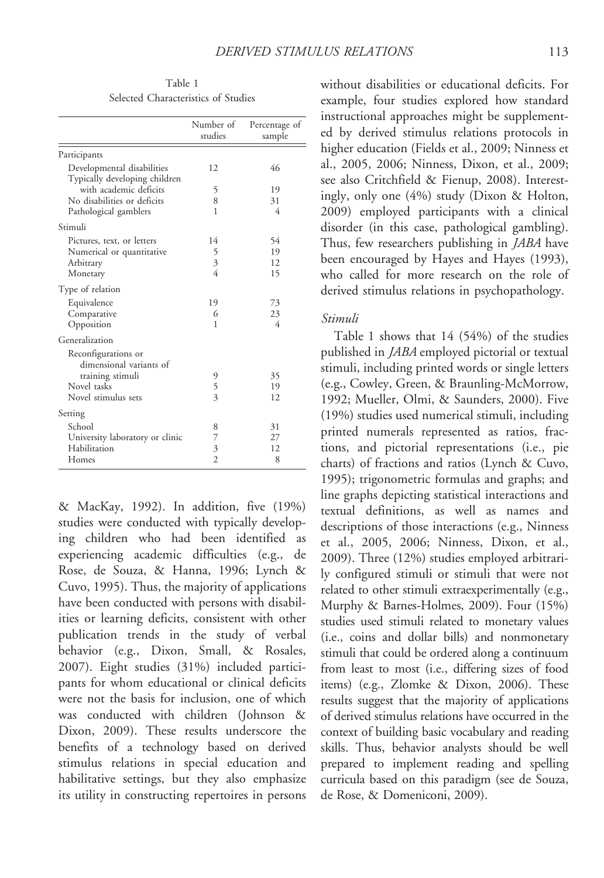Table 1
Selected Characteristics of Studies

| | Number of studies | Percentage of sample |
|---|---|---|
| **Participants** | | |
| Developmental disabilities | 12 | 46 |
| Typically developing children with academic deficits | 5 | 19 |
| No disabilities or deficits | 8 | 31 |
| Pathological gamblers | 1 | 4 |
| **Stimuli** | | |
| Pictures, text, or letters | 14 | 54 |
| Numerical or quantitative | 5 | 19 |
| Arbitrary | 3 | 12 |
| Monetary | 4 | 15 |
| **Type of relation** | | |
| Equivalence | 19 | 73 |
| Comparative | 6 | 23 |
| Opposition | 1 | 4 |
| **Generalization** | | |
| Reconfigurations or dimensional variants of training stimuli | 9 | 35 |
| Novel tasks | 5 | 19 |
| Novel stimulus sets | 3 | 12 |
| **Setting** | | |
| School | 8 | 31 |
| University laboratory or clinic | 7 | 27 |
| Habilitation | 3 | 12 |
| Homes | 2 | 8 |

& MacKay, 1992). In addition, five (19%) studies were conducted with typically developing children who had been identified as experiencing academic difficulties (e.g., de Rose, de Souza, & Hanna, 1996; Lynch & Cuvo, 1995). Thus, the majority of applications have been conducted with persons with disabilities or learning deficits, consistent with other publication trends in the study of verbal behavior (e.g., Dixon, Small, & Rosales, 2007). Eight studies (31%) included participants for whom educational or clinical deficits were not the basis for inclusion, one of which was conducted with children (Johnson & Dixon, 2009). These results underscore the benefits of a technology based on derived stimulus relations in special education and habilitative settings, but they also emphasize its utility in constructing repertoires in persons without disabilities or educational deficits. For example, four studies explored how standard instructional approaches might be supplemented by derived stimulus relations protocols in higher education (Fields et al., 2009; Ninness et al., 2005, 2006; Ninness, Dixon, et al., 2009; see also Critchfield & Fienup, 2008). Interestingly, only one (4%) study (Dixon & Holton, 2009) employed participants with a clinical disorder (in this case, pathological gambling). Thus, few researchers publishing in *JABA* have been encouraged by Hayes and Hayes (1993), who called for more research on the role of derived stimulus relations in psychopathology.

### *Stimuli*

Table 1 shows that 14 (54%) of the studies published in *JABA* employed pictorial or textual stimuli, including printed words or single letters (e.g., Cowley, Green, & Braunling-McMorrow, 1992; Mueller, Olmi, & Saunders, 2000). Five (19%) studies used numerical stimuli, including printed numerals represented as ratios, fractions, and pictorial representations (i.e., pie charts) of fractions and ratios (Lynch & Cuvo, 1995); trigonometric formulas and graphs; and line graphs depicting statistical interactions and textual definitions, as well as names and descriptions of those interactions (e.g., Ninness et al., 2005, 2006; Ninness, Dixon, et al., 2009). Three (12%) studies employed arbitrarily configured stimuli or stimuli that were not related to other stimuli extraexperimentally (e.g., Murphy & Barnes-Holmes, 2009). Four (15%) studies used stimuli related to monetary values (i.e., coins and dollar bills) and nonmonetary stimuli that could be ordered along a continuum from least to most (i.e., differing sizes of food items) (e.g., Zlomke & Dixon, 2006). These results suggest that the majority of applications of derived stimulus relations have occurred in the context of building basic vocabulary and reading skills. Thus, behavior analysts should be well prepared to implement reading and spelling curricula based on this paradigm (see de Souza, de Rose, & Domeniconi, 2009).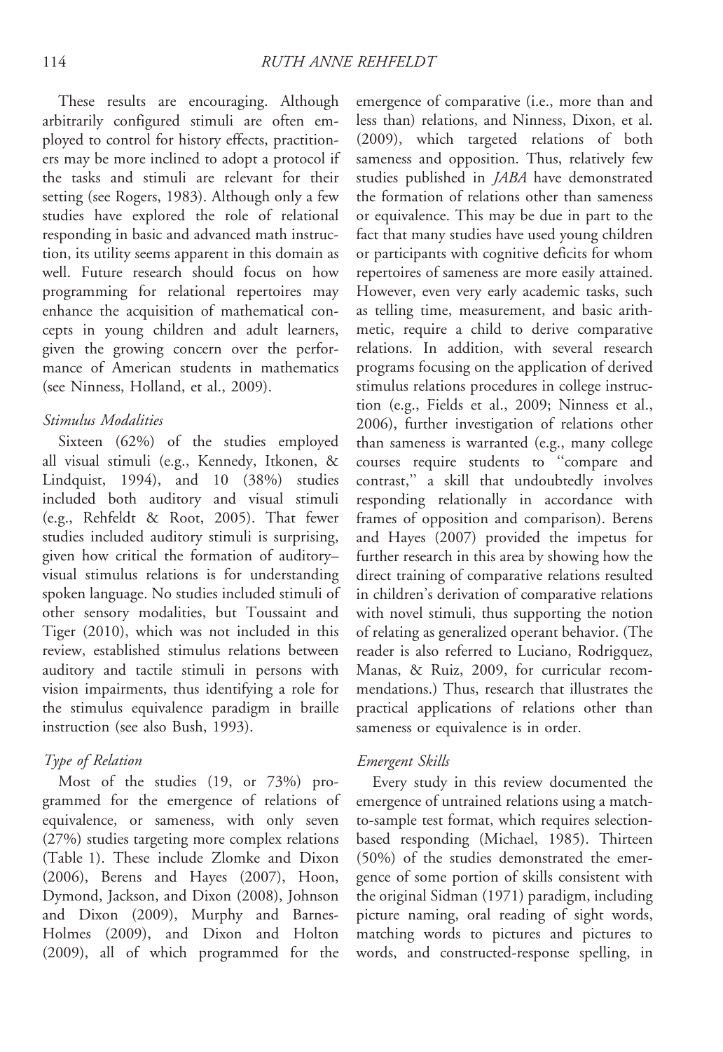These results are encouraging. Although arbitrarily configured stimuli are often employed to control for history effects, practitioners may be more inclined to adopt a protocol if the tasks and stimuli are relevant for their setting (see Rogers, 1983). Although only a few studies have explored the role of relational responding in basic and advanced math instruction, its utility seems apparent in this domain as well. Future research should focus on how programming for relational repertoires may enhance the acquisition of mathematical concepts in young children and adult learners, given the growing concern over the performance of American students in mathematics (see Ninness, Holland, et al., 2009).

### *Stimulus Modalities*

Sixteen (62%) of the studies employed all visual stimuli (e.g., Kennedy, Itkonen, & Lindquist, 1994), and 10 (38%) studies included both auditory and visual stimuli (e.g., Rehfeldt & Root, 2005). That fewer studies included auditory stimuli is surprising, given how critical the formation of auditory–visual stimulus relations is for understanding spoken language. No studies included stimuli of other sensory modalities, but Toussaint and Tiger (2010), which was not included in this review, established stimulus relations between auditory and tactile stimuli in persons with vision impairments, thus identifying a role for the stimulus equivalence paradigm in braille instruction (see also Bush, 1993).

### *Type of Relation*

Most of the studies (19, or 73%) programmed for the emergence of relations of equivalence, or sameness, with only seven (27%) studies targeting more complex relations (Table 1). These include Zlomke and Dixon (2006), Berens and Hayes (2007), Hoon, Dymond, Jackson, and Dixon (2008), Johnson and Dixon (2009), Murphy and Barnes-Holmes (2009), and Dixon and Holton (2009), all of which programmed for the emergence of comparative (i.e., more than and less than) relations, and Ninness, Dixon, et al. (2009), which targeted relations of both sameness and opposition. Thus, relatively few studies published in *JABA* have demonstrated the formation of relations other than sameness or equivalence. This may be due in part to the fact that many studies have used young children or participants with cognitive deficits for whom repertoires of sameness are more easily attained. However, even very early academic tasks, such as telling time, measurement, and basic arithmetic, require a child to derive comparative relations. In addition, with several research programs focusing on the application of derived stimulus relations procedures in college instruction (e.g., Fields et al., 2009; Ninness et al., 2006), further investigation of relations other than sameness is warranted (e.g., many college courses require students to "compare and contrast," a skill that undoubtedly involves responding relationally in accordance with frames of opposition and comparison). Berens and Hayes (2007) provided the impetus for further research in this area by showing how the direct training of comparative relations resulted in children's derivation of comparative relations with novel stimuli, thus supporting the notion of relating as generalized operant behavior. (The reader is also referred to Luciano, Rodrigquez, Manas, & Ruiz, 2009, for curricular recommendations.) Thus, research that illustrates the practical applications of relations other than sameness or equivalence is in order.

### *Emergent Skills*

Every study in this review documented the emergence of untrained relations using a match-to-sample test format, which requires selection-based responding (Michael, 1985). Thirteen (50%) of the studies demonstrated the emergence of some portion of skills consistent with the original Sidman (1971) paradigm, including picture naming, oral reading of sight words, matching words to pictures and pictures to words, and constructed-response spelling, in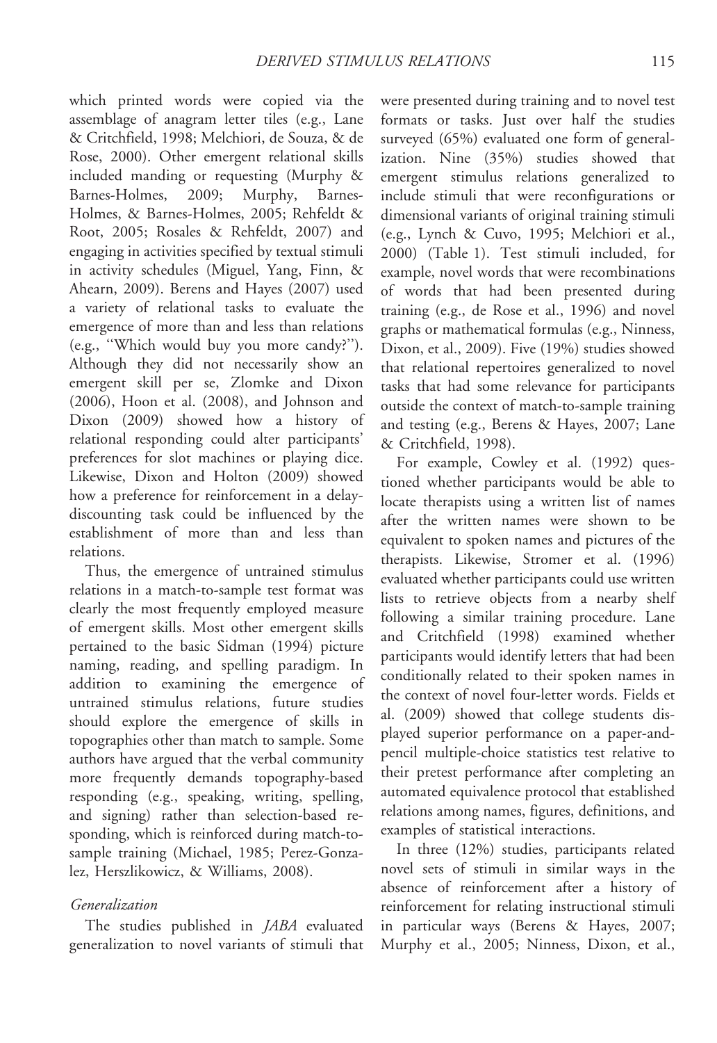which printed words were copied via the assemblage of anagram letter tiles (e.g., Lane & Critchfield, 1998; Melchiori, de Souza, & de Rose, 2000). Other emergent relational skills included manding or requesting (Murphy & Barnes-Holmes, 2009; Murphy, Barnes-Holmes, & Barnes-Holmes, 2005; Rehfeldt & Root, 2005; Rosales & Rehfeldt, 2007) and engaging in activities specified by textual stimuli in activity schedules (Miguel, Yang, Finn, & Ahearn, 2009). Berens and Hayes (2007) used a variety of relational tasks to evaluate the emergence of more than and less than relations (e.g., "Which would buy you more candy?"). Although they did not necessarily show an emergent skill per se, Zlomke and Dixon (2006), Hoon et al. (2008), and Johnson and Dixon (2009) showed how a history of relational responding could alter participants' preferences for slot machines or playing dice. Likewise, Dixon and Holton (2009) showed how a preference for reinforcement in a delay-discounting task could be influenced by the establishment of more than and less than relations.

Thus, the emergence of untrained stimulus relations in a match-to-sample test format was clearly the most frequently employed measure of emergent skills. Most other emergent skills pertained to the basic Sidman (1994) picture naming, reading, and spelling paradigm. In addition to examining the emergence of untrained stimulus relations, future studies should explore the emergence of skills in topographies other than match to sample. Some authors have argued that the verbal community more frequently demands topography-based responding (e.g., speaking, writing, spelling, and signing) rather than selection-based responding, which is reinforced during match-to-sample training (Michael, 1985; Perez-Gonzalez, Herszlikowicz, & Williams, 2008).

### *Generalization*

The studies published in *JABA* evaluated generalization to novel variants of stimuli that were presented during training and to novel test formats or tasks. Just over half the studies surveyed (65%) evaluated one form of generalization. Nine (35%) studies showed that emergent stimulus relations generalized to include stimuli that were reconfigurations or dimensional variants of original training stimuli (e.g., Lynch & Cuvo, 1995; Melchiori et al., 2000) (Table 1). Test stimuli included, for example, novel words that were recombinations of words that had been presented during training (e.g., de Rose et al., 1996) and novel graphs or mathematical formulas (e.g., Ninness, Dixon, et al., 2009). Five (19%) studies showed that relational repertoires generalized to novel tasks that had some relevance for participants outside the context of match-to-sample training and testing (e.g., Berens & Hayes, 2007; Lane & Critchfield, 1998).

For example, Cowley et al. (1992) questioned whether participants would be able to locate therapists using a written list of names after the written names were shown to be equivalent to spoken names and pictures of the therapists. Likewise, Stromer et al. (1996) evaluated whether participants could use written lists to retrieve objects from a nearby shelf following a similar training procedure. Lane and Critchfield (1998) examined whether participants would identify letters that had been conditionally related to their spoken names in the context of novel four-letter words. Fields et al. (2009) showed that college students displayed superior performance on a paper-and-pencil multiple-choice statistics test relative to their pretest performance after completing an automated equivalence protocol that established relations among names, figures, definitions, and examples of statistical interactions.

In three (12%) studies, participants related novel sets of stimuli in similar ways in the absence of reinforcement after a history of reinforcement for relating instructional stimuli in particular ways (Berens & Hayes, 2007; Murphy et al., 2005; Ninness, Dixon, et al.,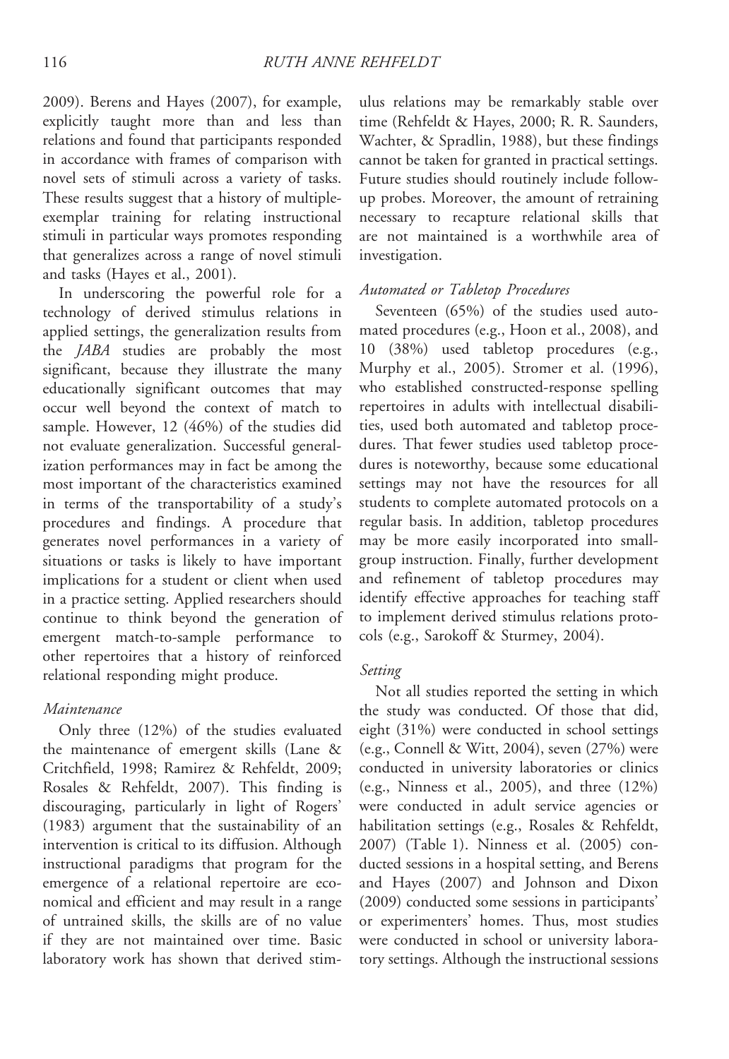2009). Berens and Hayes (2007), for example, explicitly taught more than and less than relations and found that participants responded in accordance with frames of comparison with novel sets of stimuli across a variety of tasks. These results suggest that a history of multiple-exemplar training for relating instructional stimuli in particular ways promotes responding that generalizes across a range of novel stimuli and tasks (Hayes et al., 2001).

In underscoring the powerful role for a technology of derived stimulus relations in applied settings, the generalization results from the *JABA* studies are probably the most significant, because they illustrate the many educationally significant outcomes that may occur well beyond the context of match to sample. However, 12 (46%) of the studies did not evaluate generalization. Successful generalization performances may in fact be among the most important of the characteristics examined in terms of the transportability of a study's procedures and findings. A procedure that generates novel performances in a variety of situations or tasks is likely to have important implications for a student or client when used in a practice setting. Applied researchers should continue to think beyond the generation of emergent match-to-sample performance to other repertoires that a history of reinforced relational responding might produce.

### *Maintenance*

Only three (12%) of the studies evaluated the maintenance of emergent skills (Lane & Critchfield, 1998; Ramirez & Rehfeldt, 2009; Rosales & Rehfeldt, 2007). This finding is discouraging, particularly in light of Rogers' (1983) argument that the sustainability of an intervention is critical to its diffusion. Although instructional paradigms that program for the emergence of a relational repertoire are economical and efficient and may result in a range of untrained skills, the skills are of no value if they are not maintained over time. Basic laboratory work has shown that derived stimulus relations may be remarkably stable over time (Rehfeldt & Hayes, 2000; R. R. Saunders, Wachter, & Spradlin, 1988), but these findings cannot be taken for granted in practical settings. Future studies should routinely include follow-up probes. Moreover, the amount of retraining necessary to recapture relational skills that are not maintained is a worthwhile area of investigation.

### *Automated or Tabletop Procedures*

Seventeen (65%) of the studies used automated procedures (e.g., Hoon et al., 2008), and 10 (38%) used tabletop procedures (e.g., Murphy et al., 2005). Stromer et al. (1996), who established constructed-response spelling repertoires in adults with intellectual disabilities, used both automated and tabletop procedures. That fewer studies used tabletop procedures is noteworthy, because some educational settings may not have the resources for all students to complete automated protocols on a regular basis. In addition, tabletop procedures may be more easily incorporated into small-group instruction. Finally, further development and refinement of tabletop procedures may identify effective approaches for teaching staff to implement derived stimulus relations protocols (e.g., Sarokoff & Sturmey, 2004).

### *Setting*

Not all studies reported the setting in which the study was conducted. Of those that did, eight (31%) were conducted in school settings (e.g., Connell & Witt, 2004), seven (27%) were conducted in university laboratories or clinics (e.g., Ninness et al., 2005), and three (12%) were conducted in adult service agencies or habilitation settings (e.g., Rosales & Rehfeldt, 2007) (Table 1). Ninness et al. (2005) conducted sessions in a hospital setting, and Berens and Hayes (2007) and Johnson and Dixon (2009) conducted some sessions in participants' or experimenters' homes. Thus, most studies were conducted in school or university laboratory settings. Although the instructional sessions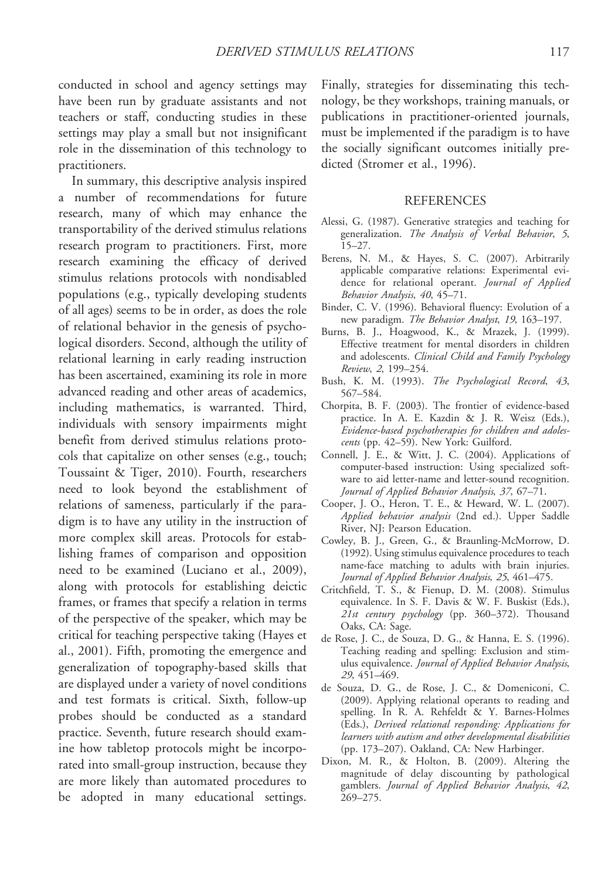conducted in school and agency settings may have been run by graduate assistants and not teachers or staff, conducting studies in these settings may play a small but not insignificant role in the dissemination of this technology to practitioners.

In summary, this descriptive analysis inspired a number of recommendations for future research, many of which may enhance the transportability of the derived stimulus relations research program to practitioners. First, more research examining the efficacy of derived stimulus relations protocols with nondisabled populations (e.g., typically developing students of all ages) seems to be in order, as does the role of relational behavior in the genesis of psychological disorders. Second, although the utility of relational learning in early reading instruction has been ascertained, examining its role in more advanced reading and other areas of academics, including mathematics, is warranted. Third, individuals with sensory impairments might benefit from derived stimulus relations protocols that capitalize on other senses (e.g., touch; Toussaint & Tiger, 2010). Fourth, researchers need to look beyond the establishment of relations of sameness, particularly if the paradigm is to have any utility in the instruction of more complex skill areas. Protocols for establishing frames of comparison and opposition need to be examined (Luciano et al., 2009), along with protocols for establishing deictic frames, or frames that specify a relation in terms of the perspective of the speaker, which may be critical for teaching perspective taking (Hayes et al., 2001). Fifth, promoting the emergence and generalization of topography-based skills that are displayed under a variety of novel conditions and test formats is critical. Sixth, follow-up probes should be conducted as a standard practice. Seventh, future research should examine how tabletop protocols might be incorporated into small-group instruction, because they are more likely than automated procedures to be adopted in many educational settings. Finally, strategies for disseminating this technology, be they workshops, training manuals, or publications in practitioner-oriented journals, must be implemented if the paradigm is to have the socially significant outcomes initially predicted (Stromer et al., 1996).

## REFERENCES

Alessi, G. (1987). Generative strategies and teaching for generalization. *The Analysis of Verbal Behavior*, *5*, 15–27.

Berens, N. M., & Hayes, S. C. (2007). Arbitrarily applicable comparative relations: Experimental evidence for relational operant. *Journal of Applied Behavior Analysis*, *40*, 45–71.

Binder, C. V. (1996). Behavioral fluency: Evolution of a new paradigm. *The Behavior Analyst*, *19*, 163–197.

Burns, B. J., Hoagwood, K., & Mrazek, J. (1999). Effective treatment for mental disorders in children and adolescents. *Clinical Child and Family Psychology Review*, *2*, 199–254.

Bush, K. M. (1993). *The Psychological Record*, *43*, 567–584.

Chorpita, B. F. (2003). The frontier of evidence-based practice. In A. E. Kazdin & J. R. Weisz (Eds.), *Evidence-based psychotherapies for children and adolescents* (pp. 42–59). New York: Guilford.

Connell, J. E., & Witt, J. C. (2004). Applications of computer-based instruction: Using specialized software to aid letter-name and letter-sound recognition. *Journal of Applied Behavior Analysis*, *37*, 67–71.

Cooper, J. O., Heron, T. E., & Heward, W. L. (2007). *Applied behavior analysis* (2nd ed.). Upper Saddle River, NJ: Pearson Education.

Cowley, B. J., Green, G., & Braunling-McMorrow, D. (1992). Using stimulus equivalence procedures to teach name-face matching to adults with brain injuries. *Journal of Applied Behavior Analysis*, *25*, 461–475.

Critchfield, T. S., & Fienup, D. M. (2008). Stimulus equivalence. In S. F. Davis & W. F. Buskist (Eds.), *21st century psychology* (pp. 360–372). Thousand Oaks, CA: Sage.

de Rose, J. C., de Souza, D. G., & Hanna, E. S. (1996). Teaching reading and spelling: Exclusion and stimulus equivalence. *Journal of Applied Behavior Analysis*, *29*, 451–469.

de Souza, D. G., de Rose, J. C., & Domeniconi, C. (2009). Applying relational operants to reading and spelling. In R. A. Rehfeldt & Y. Barnes-Holmes (Eds.), *Derived relational responding: Applications for learners with autism and other developmental disabilities* (pp. 173–207). Oakland, CA: New Harbinger.

Dixon, M. R., & Holton, B. (2009). Altering the magnitude of delay discounting by pathological gamblers. *Journal of Applied Behavior Analysis*, *42*, 269–275.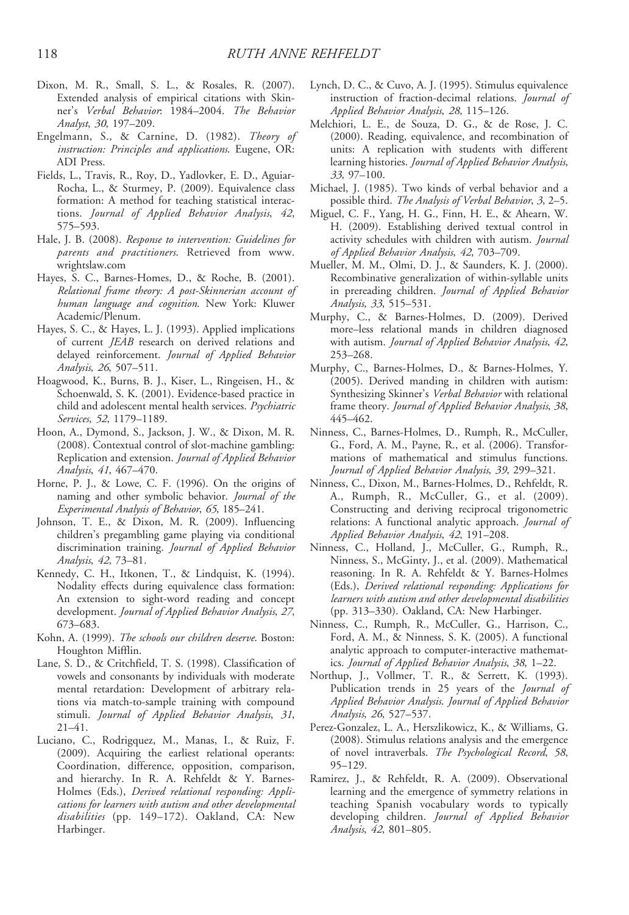Dixon, M. R., Small, S. L., & Rosales, R. (2007). Extended analysis of empirical citations with Skinner's *Verbal Behavior*: 1984–2004. *The Behavior Analyst*, *30*, 197–209.

Engelmann, S., & Carnine, D. (1982). *Theory of instruction: Principles and applications*. Eugene, OR: ADI Press.

Fields, L., Travis, R., Roy, D., Yadlovker, E. D., Aguiar-Rocha, L., & Sturmey, P. (2009). Equivalence class formation: A method for teaching statistical interactions. *Journal of Applied Behavior Analysis*, *42*, 575–593.

Hale, J. B. (2008). *Response to intervention: Guidelines for parents and practitioners*. Retrieved from www.wrightslaw.com

Hayes, S. C., Barnes-Homes, D., & Roche, B. (2001). *Relational frame theory: A post-Skinnerian account of human language and cognition*. New York: Kluwer Academic/Plenum.

Hayes, S. C., & Hayes, L. J. (1993). Applied implications of current *JEAB* research on derived relations and delayed reinforcement. *Journal of Applied Behavior Analysis*, *26*, 507–511.

Hoagwood, K., Burns, B. J., Kiser, L., Ringeisen, H., & Schoenwald, S. K. (2001). Evidence-based practice in child and adolescent mental health services. *Psychiatric Services*, *52*, 1179–1189.

Hoon, A., Dymond, S., Jackson, J. W., & Dixon, M. R. (2008). Contextual control of slot-machine gambling: Replication and extension. *Journal of Applied Behavior Analysis*, *41*, 467–470.

Horne, P. J., & Lowe, C. F. (1996). On the origins of naming and other symbolic behavior. *Journal of the Experimental Analysis of Behavior*, *65*, 185–241.

Johnson, T. E., & Dixon, M. R. (2009). Influencing children's pregambling game playing via conditional discrimination training. *Journal of Applied Behavior Analysis*, *42*, 73–81.

Kennedy, C. H., Itkonen, T., & Lindquist, K. (1994). Nodality effects during equivalence class formation: An extension to sight-word reading and concept development. *Journal of Applied Behavior Analysis*, *27*, 673–683.

Kohn, A. (1999). *The schools our children deserve*. Boston: Houghton Mifflin.

Lane, S. D., & Critchfield, T. S. (1998). Classification of vowels and consonants by individuals with moderate mental retardation: Development of arbitrary relations via match-to-sample training with compound stimuli. *Journal of Applied Behavior Analysis*, *31*, 21–41.

Luciano, C., Rodrigquez, M., Manas, I., & Ruiz, F. (2009). Acquiring the earliest relational operants: Coordination, difference, opposition, comparison, and hierarchy. In R. A. Rehfeldt & Y. Barnes-Holmes (Eds.), *Derived relational responding: Applications for learners with autism and other developmental disabilities* (pp. 149–172). Oakland, CA: New Harbinger.

Lynch, D. C., & Cuvo, A. J. (1995). Stimulus equivalence instruction of fraction-decimal relations. *Journal of Applied Behavior Analysis*, *28*, 115–126.

Melchiori, L. E., de Souza, D. G., & de Rose, J. C. (2000). Reading, equivalence, and recombination of units: A replication with students with different learning histories. *Journal of Applied Behavior Analysis*, *33*, 97–100.

Michael, J. (1985). Two kinds of verbal behavior and a possible third. *The Analysis of Verbal Behavior*, *3*, 2–5.

Miguel, C. F., Yang, H. G., Finn, H. E., & Ahearn, W. H. (2009). Establishing derived textual control in activity schedules with children with autism. *Journal of Applied Behavior Analysis*, *42*, 703–709.

Mueller, M. M., Olmi, D. J., & Saunders, K. J. (2000). Recombinative generalization of within-syllable units in prereading children. *Journal of Applied Behavior Analysis*, *33*, 515–531.

Murphy, C., & Barnes-Holmes, D. (2009). Derived more–less relational mands in children diagnosed with autism. *Journal of Applied Behavior Analysis*, *42*, 253–268.

Murphy, C., Barnes-Holmes, D., & Barnes-Holmes, Y. (2005). Derived manding in children with autism: Synthesizing Skinner's *Verbal Behavior* with relational frame theory. *Journal of Applied Behavior Analysis*, *38*, 445–462.

Ninness, C., Barnes-Holmes, D., Rumph, R., McCuller, G., Ford, A. M., Payne, R., et al. (2006). Transformations of mathematical and stimulus functions. *Journal of Applied Behavior Analysis*, *39*, 299–321.

Ninness, C., Dixon, M., Barnes-Holmes, D., Rehfeldt, R. A., Rumph, R., McCuller, G., et al. (2009). Constructing and deriving reciprocal trigonometric relations: A functional analytic approach. *Journal of Applied Behavior Analysis*, *42*, 191–208.

Ninness, C., Holland, J., McCuller, G., Rumph, R., Ninness, S., McGinty, J., et al. (2009). Mathematical reasoning. In R. A. Rehfeldt & Y. Barnes-Holmes (Eds.), *Derived relational responding: Applications for learners with autism and other developmental disabilities* (pp. 313–330). Oakland, CA: New Harbinger.

Ninness, C., Rumph, R., McCuller, G., Harrison, C., Ford, A. M., & Ninness, S. K. (2005). A functional analytic approach to computer-interactive mathematics. *Journal of Applied Behavior Analysis*, *38*, 1–22.

Northup, J., Vollmer, T. R., & Serrett, K. (1993). Publication trends in 25 years of the *Journal of Applied Behavior Analysis*. *Journal of Applied Behavior Analysis*, *26*, 527–537.

Perez-Gonzalez, L. A., Herszlikowicz, K., & Williams, G. (2008). Stimulus relations analysis and the emergence of novel intraverbals. *The Psychological Record*, *58*, 95–129.

Ramirez, J., & Rehfeldt, R. A. (2009). Observational learning and the emergence of symmetry relations in teaching Spanish vocabulary words to typically developing children. *Journal of Applied Behavior Analysis*, *42*, 801–805.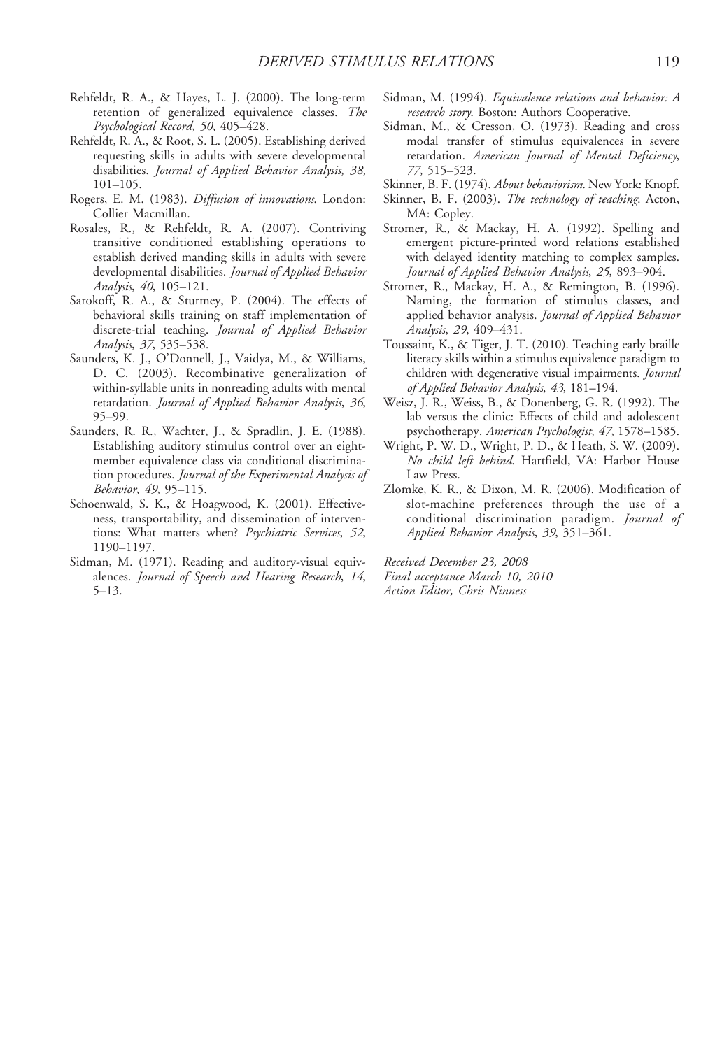Rehfeldt, R. A., & Hayes, L. J. (2000). The long-term retention of generalized equivalence classes. *The Psychological Record*, *50*, 405–428.

Rehfeldt, R. A., & Root, S. L. (2005). Establishing derived requesting skills in adults with severe developmental disabilities. *Journal of Applied Behavior Analysis*, *38*, 101–105.

Rogers, E. M. (1983). *Diffusion of innovations*. London: Collier Macmillan.

Rosales, R., & Rehfeldt, R. A. (2007). Contriving transitive conditioned establishing operations to establish derived manding skills in adults with severe developmental disabilities. *Journal of Applied Behavior Analysis*, *40*, 105–121.

Sarokoff, R. A., & Sturmey, P. (2004). The effects of behavioral skills training on staff implementation of discrete-trial teaching. *Journal of Applied Behavior Analysis*, *37*, 535–538.

Saunders, K. J., O'Donnell, J., Vaidya, M., & Williams, D. C. (2003). Recombinative generalization of within-syllable units in nonreading adults with mental retardation. *Journal of Applied Behavior Analysis*, *36*, 95–99.

Saunders, R. R., Wachter, J., & Spradlin, J. E. (1988). Establishing auditory stimulus control over an eight-member equivalence class via conditional discrimination procedures. *Journal of the Experimental Analysis of Behavior*, *49*, 95–115.

Schoenwald, S. K., & Hoagwood, K. (2001). Effectiveness, transportability, and dissemination of interventions: What matters when? *Psychiatric Services*, *52*, 1190–1197.

Sidman, M. (1971). Reading and auditory-visual equivalences. *Journal of Speech and Hearing Research*, *14*, 5–13.

Sidman, M. (1994). *Equivalence relations and behavior: A research story*. Boston: Authors Cooperative.

Sidman, M., & Cresson, O. (1973). Reading and cross modal transfer of stimulus equivalences in severe retardation. *American Journal of Mental Deficiency*, *77*, 515–523.

Skinner, B. F. (1974). *About behaviorism*. New York: Knopf.

Skinner, B. F. (2003). *The technology of teaching*. Acton, MA: Copley.

Stromer, R., & Mackay, H. A. (1992). Spelling and emergent picture-printed word relations established with delayed identity matching to complex samples. *Journal of Applied Behavior Analysis*, *25*, 893–904.

Stromer, R., Mackay, H. A., & Remington, B. (1996). Naming, the formation of stimulus classes, and applied behavior analysis. *Journal of Applied Behavior Analysis*, *29*, 409–431.

Toussaint, K., & Tiger, J. T. (2010). Teaching early braille literacy skills within a stimulus equivalence paradigm to children with degenerative visual impairments. *Journal of Applied Behavior Analysis*, *43*, 181–194.

Weisz, J. R., Weiss, B., & Donenberg, G. R. (1992). The lab versus the clinic: Effects of child and adolescent psychotherapy. *American Psychologist*, *47*, 1578–1585.

Wright, P. W. D., Wright, P. D., & Heath, S. W. (2009). *No child left behind*. Hartfield, VA: Harbor House Law Press.

Zlomke, K. R., & Dixon, M. R. (2006). Modification of slot-machine preferences through the use of a conditional discrimination paradigm. *Journal of Applied Behavior Analysis*, *39*, 351–361.

*Received December 23, 2008*
*Final acceptance March 10, 2010*
*Action Editor, Chris Ninness*